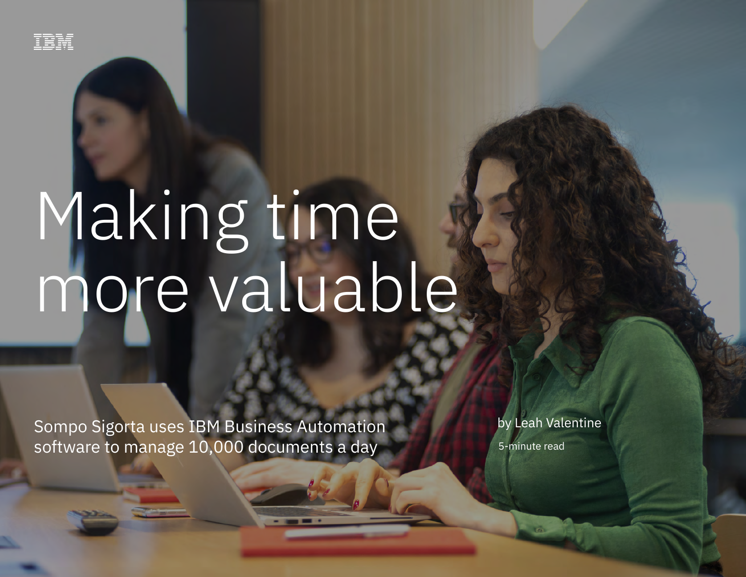IBM

# Making time more valuable

Sompo Sigorta uses IBM Business Automation software to manage 10,000 documents a day

by Leah Valentine

5-minute read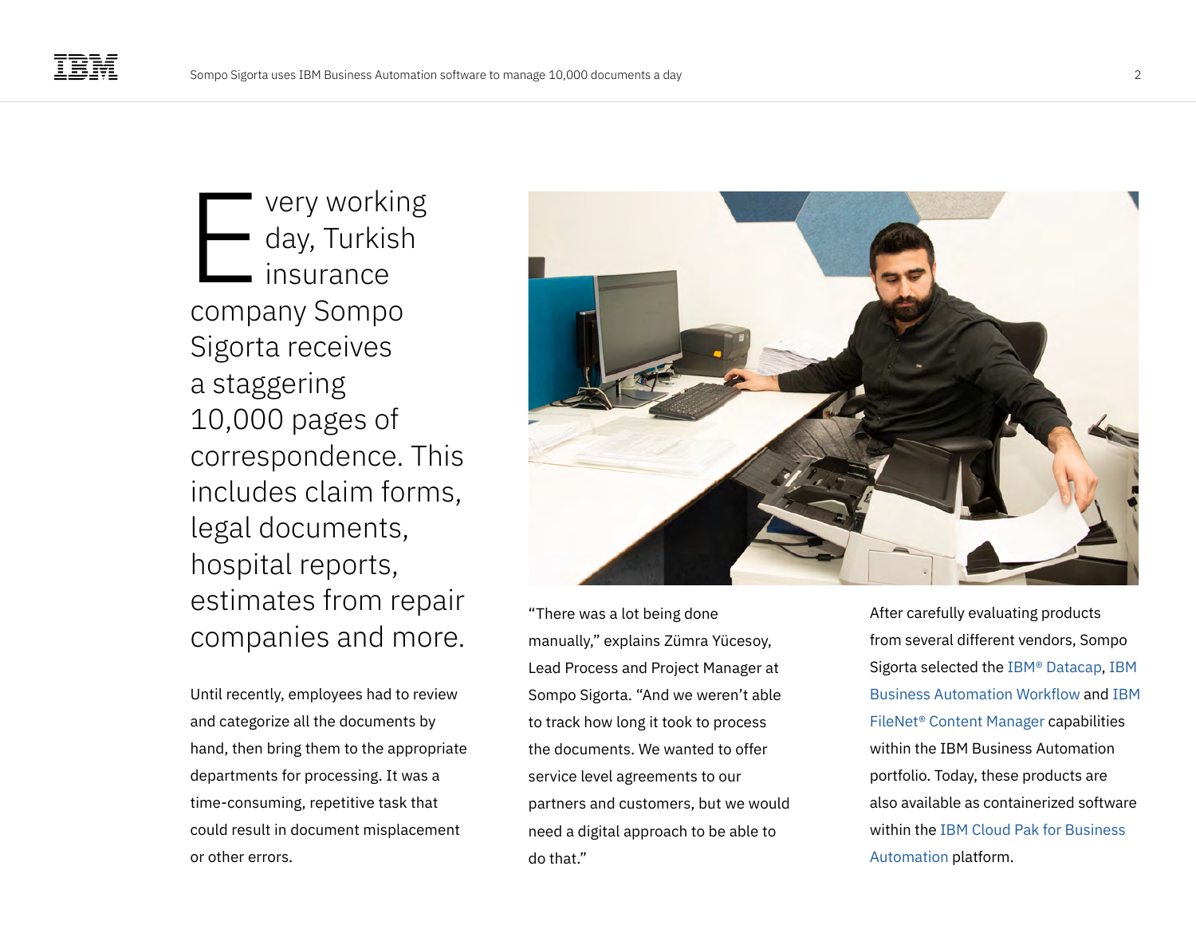Every working day, Turkish insurance company Sompo Sigorta receives a staggering 10,000 pages of correspondence. This includes claim forms, legal documents, hospital reports, estimates from repair companies and more.

Until recently, employees had to review and categorize all the documents by hand, then bring them to the appropriate departments for processing. It was a time-consuming, repetitive task that could result in document misplacement or other errors.

"There was a lot being done manually," explains Zümra Yücesoy, Lead Process and Project Manager at Sompo Sigorta. "And we weren't able to track how long it took to process the documents. We wanted to offer service level agreements to our partners and customers, but we would need a digital approach to be able to do that."

After carefully evaluating products from several different vendors, Sompo Sigorta selected the IBM® Datacap, IBM Business Automation Workflow and IBM FileNet® Content Manager capabilities within the IBM Business Automation portfolio. Today, these products are also available as containerized software within the IBM Cloud Pak for Business Automation platform.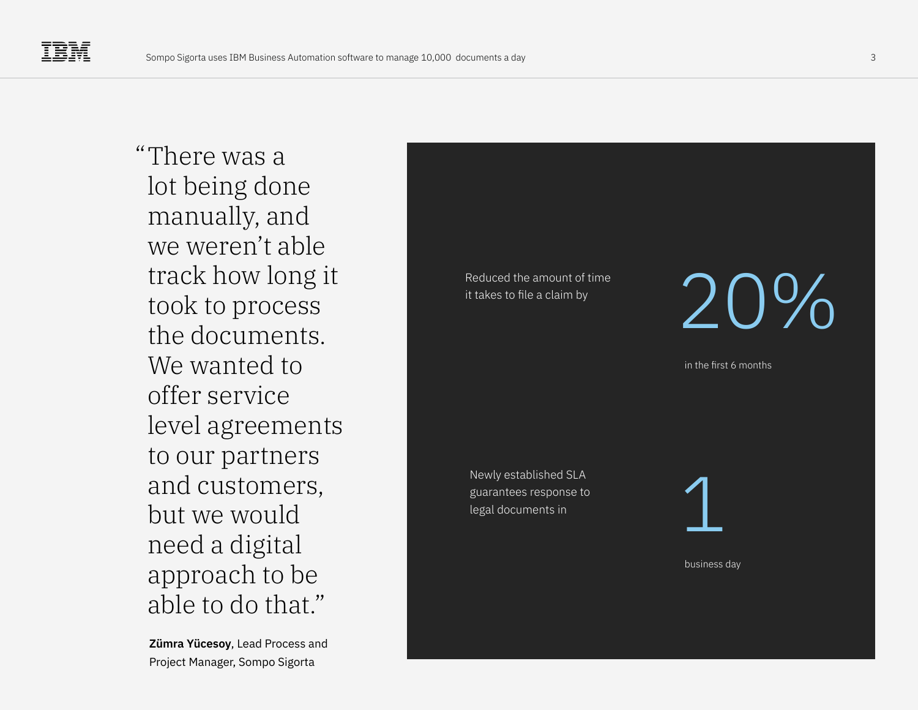> "There was a lot being done manually, and we weren't able track how long it took to process the documents. We wanted to offer service level agreements to our partners and customers, but we would need a digital approach to be able to do that."

**Zümra Yücesoy**, Lead Process and Project Manager, Sompo Sigorta

Reduced the amount of time it takes to file a claim by

**20%**

in the first 6 months

Newly established SLA guarantees response to legal documents in

**1**

business day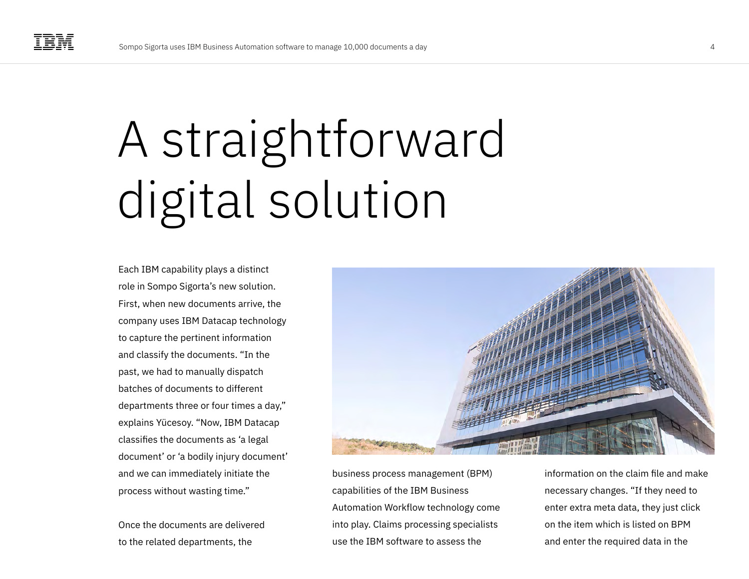# A straightforward digital solution

Each IBM capability plays a distinct role in Sompo Sigorta's new solution. First, when new documents arrive, the company uses IBM Datacap technology to capture the pertinent information and classify the documents. "In the past, we had to manually dispatch batches of documents to different departments three or four times a day," explains Yücesoy. "Now, IBM Datacap classifies the documents as 'a legal document' or 'a bodily injury document' and we can immediately initiate the process without wasting time."

Once the documents are delivered to the related departments, the business process management (BPM) capabilities of the IBM Business Automation Workflow technology come into play. Claims processing specialists use the IBM software to assess the information on the claim file and make necessary changes. "If they need to enter extra meta data, they just click on the item which is listed on BPM and enter the required data in the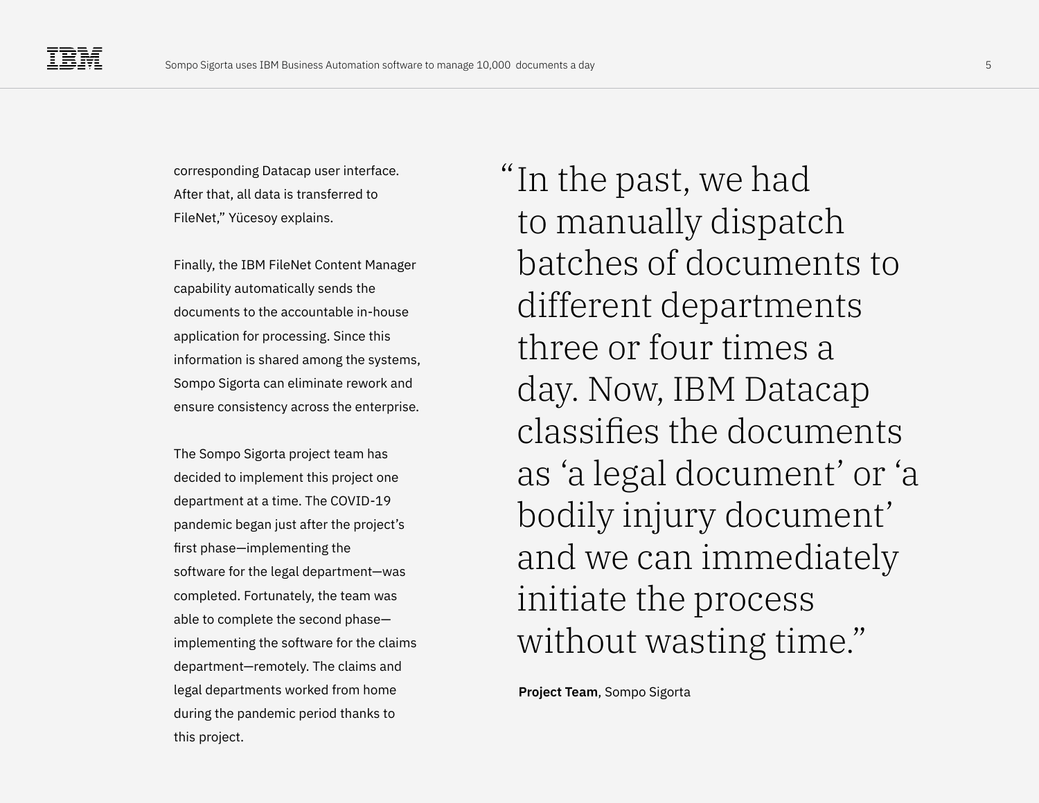corresponding Datacap user interface. After that, all data is transferred to FileNet," Yücesoy explains.

Finally, the IBM FileNet Content Manager capability automatically sends the documents to the accountable in-house application for processing. Since this information is shared among the systems, Sompo Sigorta can eliminate rework and ensure consistency across the enterprise.

The Sompo Sigorta project team has decided to implement this project one department at a time. The COVID-19 pandemic began just after the project's first phase—implementing the software for the legal department—was completed. Fortunately, the team was able to complete the second phase—implementing the software for the claims department—remotely. The claims and legal departments worked from home during the pandemic period thanks to this project.

> "In the past, we had to manually dispatch batches of documents to different departments three or four times a day. Now, IBM Datacap classifies the documents as 'a legal document' or 'a bodily injury document' and we can immediately initiate the process without wasting time."
>
> **Project Team**, Sompo Sigorta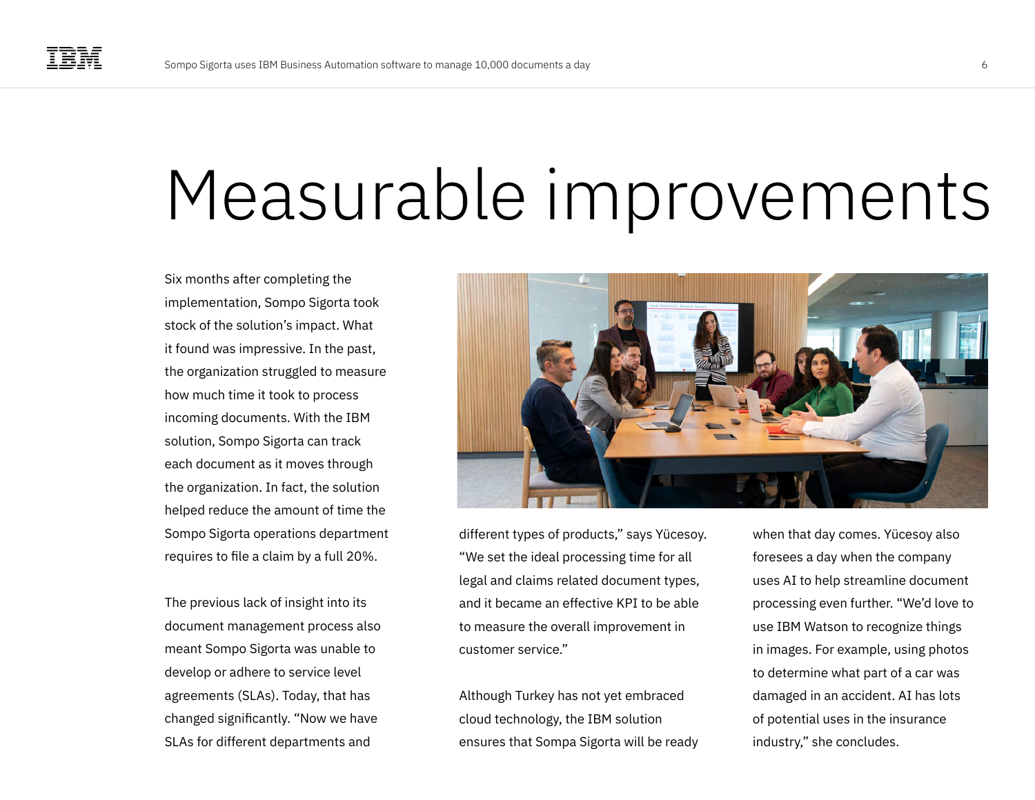# Measurable improvements

Six months after completing the implementation, Sompo Sigorta took stock of the solution's impact. What it found was impressive. In the past, the organization struggled to measure how much time it took to process incoming documents. With the IBM solution, Sompo Sigorta can track each document as it moves through the organization. In fact, the solution helped reduce the amount of time the Sompo Sigorta operations department requires to file a claim by a full 20%.

The previous lack of insight into its document management process also meant Sompo Sigorta was unable to develop or adhere to service level agreements (SLAs). Today, that has changed significantly. "Now we have SLAs for different departments and different types of products," says Yücesoy. "We set the ideal processing time for all legal and claims related document types, and it became an effective KPI to be able to measure the overall improvement in customer service."

Although Turkey has not yet embraced cloud technology, the IBM solution ensures that Sompa Sigorta will be ready when that day comes. Yücesoy also foresees a day when the company uses AI to help streamline document processing even further. "We'd love to use IBM Watson to recognize things in images. For example, using photos to determine what part of a car was damaged in an accident. AI has lots of potential uses in the insurance industry," she concludes.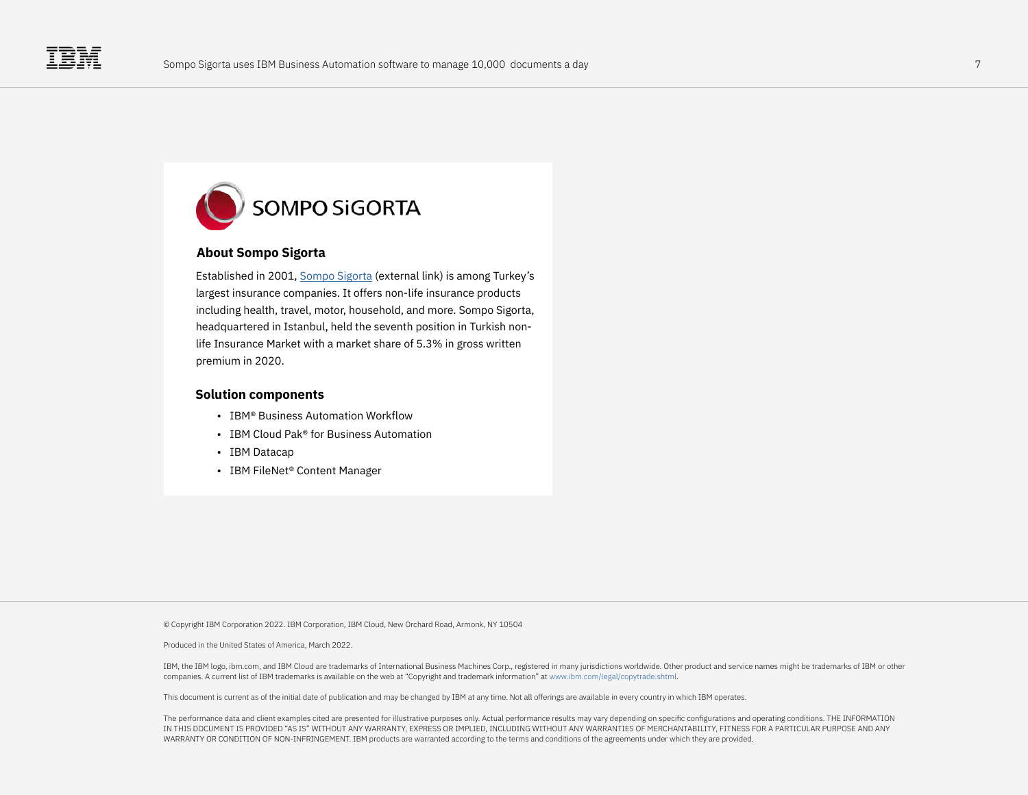SOMPO SiGORTA

## About Sompo Sigorta

Established in 2001, Sompo Sigorta (external link) is among Turkey's largest insurance companies. It offers non-life insurance products including health, travel, motor, household, and more. Sompo Sigorta, headquartered in Istanbul, held the seventh position in Turkish non-life Insurance Market with a market share of 5.3% in gross written premium in 2020.

## Solution components

- IBM® Business Automation Workflow
- IBM Cloud Pak® for Business Automation
- IBM Datacap
- IBM FileNet® Content Manager

© Copyright IBM Corporation 2022. IBM Corporation, IBM Cloud, New Orchard Road, Armonk, NY 10504

Produced in the United States of America, March 2022.

IBM, the IBM logo, ibm.com, and IBM Cloud are trademarks of International Business Machines Corp., registered in many jurisdictions worldwide. Other product and service names might be trademarks of IBM or other companies. A current list of IBM trademarks is available on the web at "Copyright and trademark information" at www.ibm.com/legal/copytrade.shtml.

This document is current as of the initial date of publication and may be changed by IBM at any time. Not all offerings are available in every country in which IBM operates.

The performance data and client examples cited are presented for illustrative purposes only. Actual performance results may vary depending on specific configurations and operating conditions. THE INFORMATION IN THIS DOCUMENT IS PROVIDED "AS IS" WITHOUT ANY WARRANTY, EXPRESS OR IMPLIED, INCLUDING WITHOUT ANY WARRANTIES OF MERCHANTABILITY, FITNESS FOR A PARTICULAR PURPOSE AND ANY WARRANTY OR CONDITION OF NON-INFRINGEMENT. IBM products are warranted according to the terms and conditions of the agreements under which they are provided.